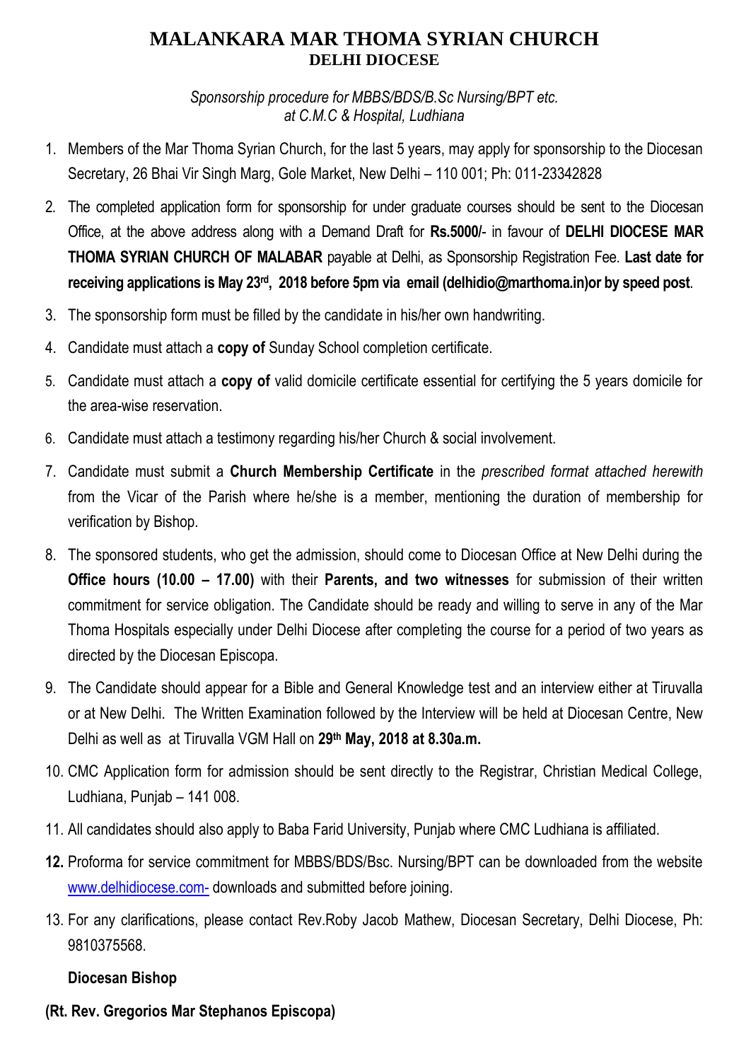# MALANKARA MAR THOMA SYRIAN CHURCH

## DELHI DIOCESE

*Sponsorship procedure for MBBS/BDS/B.Sc Nursing/BPT etc. at C.M.C & Hospital, Ludhiana*

1. Members of the Mar Thoma Syrian Church, for the last 5 years, may apply for sponsorship to the Diocesan Secretary, 26 Bhai Vir Singh Marg, Gole Market, New Delhi – 110 001; Ph: 011-23342828
2. The completed application form for sponsorship for under graduate courses should be sent to the Diocesan Office, at the above address along with a Demand Draft for **Rs.5000/-** in favour of **DELHI DIOCESE MAR THOMA SYRIAN CHURCH OF MALABAR** payable at Delhi, as Sponsorship Registration Fee. **Last date for receiving applications is May 23rd, 2018 before 5pm via email (delhidio@marthoma.in)or by speed post**.
3. The sponsorship form must be filled by the candidate in his/her own handwriting.
4. Candidate must attach a **copy of** Sunday School completion certificate.
5. Candidate must attach a **copy of** valid domicile certificate essential for certifying the 5 years domicile for the area-wise reservation.
6. Candidate must attach a testimony regarding his/her Church & social involvement.
7. Candidate must submit a **Church Membership Certificate** in the *prescribed format attached herewith* from the Vicar of the Parish where he/she is a member, mentioning the duration of membership for verification by Bishop.
8. The sponsored students, who get the admission, should come to Diocesan Office at New Delhi during the **Office hours (10.00 – 17.00)** with their **Parents, and two witnesses** for submission of their written commitment for service obligation. The Candidate should be ready and willing to serve in any of the Mar Thoma Hospitals especially under Delhi Diocese after completing the course for a period of two years as directed by the Diocesan Episcopa.
9. The Candidate should appear for a Bible and General Knowledge test and an interview either at Tiruvalla or at New Delhi. The Written Examination followed by the Interview will be held at Diocesan Centre, New Delhi as well as at Tiruvalla VGM Hall on **29th May, 2018 at 8.30a.m.**
10. CMC Application form for admission should be sent directly to the Registrar, Christian Medical College, Ludhiana, Punjab – 141 008.
11. All candidates should also apply to Baba Farid University, Punjab where CMC Ludhiana is affiliated.
12. Proforma for service commitment for MBBS/BDS/Bsc. Nursing/BPT can be downloaded from the website www.delhidiocese.com- downloads and submitted before joining.
13. For any clarifications, please contact Rev.Roby Jacob Mathew, Diocesan Secretary, Delhi Diocese, Ph: 9810375568.

**Diocesan Bishop**

**(Rt. Rev. Gregorios Mar Stephanos Episcopa)**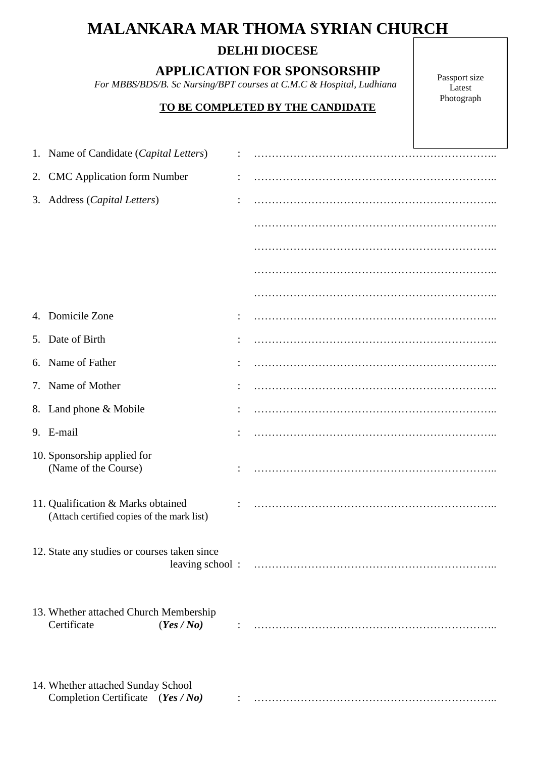# MALANKARA MAR THOMA SYRIAN CHURCH

## DELHI DIOCESE

## APPLICATION FOR SPONSORSHIP

*For MBBS/BDS/B. Sc Nursing/BPT courses at C.M.C & Hospital, Ludhiana*

**TO BE COMPLETED BY THE CANDIDATE**

Passport size Latest Photograph

1. Name of Candidate (*Capital Letters*) : …………………………………………………………..
2. CMC Application form Number : …………………………………………………………..
3. Address (*Capital Letters*) : …………………………………………………………..

   …………………………………………………………..

   …………………………………………………………..

   …………………………………………………………..

   …………………………………………………………..
4. Domicile Zone : …………………………………………………………..
5. Date of Birth : …………………………………………………………..
6. Name of Father : …………………………………………………………..
7. Name of Mother : …………………………………………………………..
8. Land phone & Mobile : …………………………………………………………..
9. E-mail : …………………………………………………………..
10. Sponsorship applied for (Name of the Course) : …………………………………………………………..
11. Qualification & Marks obtained (Attach certified copies of the mark list) : …………………………………………………………..
12. State any studies or courses taken since leaving school : …………………………………………………………..
13. Whether attached Church Membership Certificate (***Yes / No)*** : …………………………………………………………..
14. Whether attached Sunday School Completion Certificate (***Yes / No)*** : …………………………………………………………..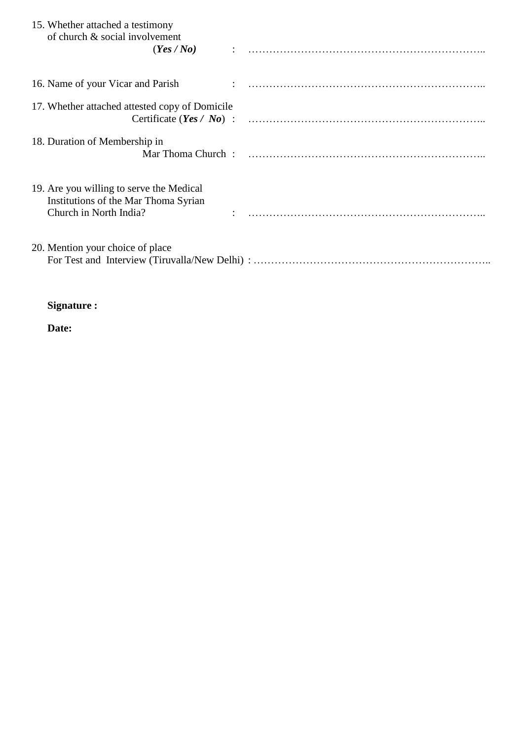15. Whether attached a testimony of church & social involvement (***Yes / No)*** : …………………………………………………………..

16. Name of your Vicar and Parish : …………………………………………………………..

17. Whether attached attested copy of Domicile Certificate (***Yes / No***) : …………………………………………………………..

18. Duration of Membership in Mar Thoma Church : …………………………………………………………..

19. Are you willing to serve the Medical Institutions of the Mar Thoma Syrian Church in North India? : …………………………………………………………..

20. Mention your choice of place For Test and Interview (Tiruvalla/New Delhi) : …………………………………………………………..

**Signature :**

**Date:**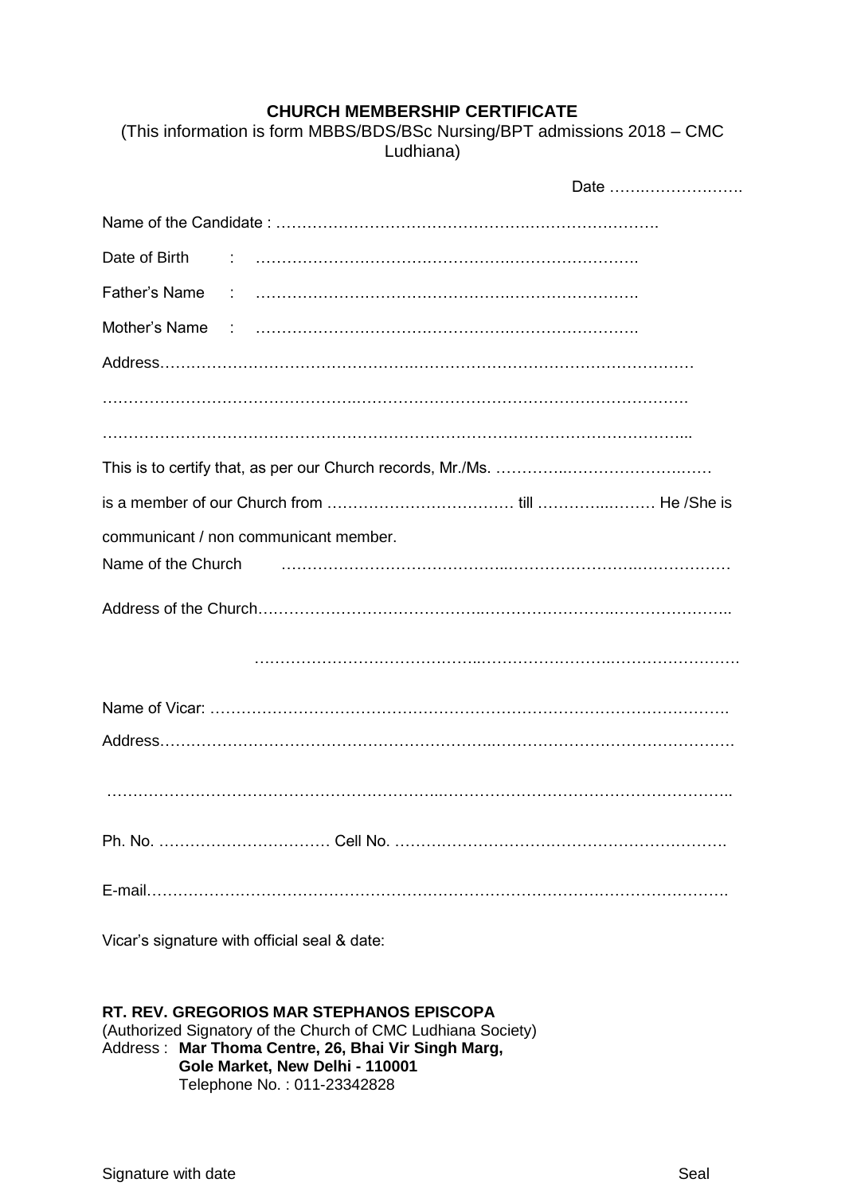**CHURCH MEMBERSHIP CERTIFICATE**

(This information is form MBBS/BDS/BSc Nursing/BPT admissions 2018 – CMC Ludhiana)

Date …………………….

Name of the Candidate : …………………………………………………………………….

Date of Birth : ……………………………………………………………….

Father's Name : ……………………………………………………………….

Mother's Name : ……………………………………………………………….

Address…………………………………………………………………………………………

…………………………………………………………………………………………………

…………………………………………………………………………………………………...

This is to certify that, as per our Church records, Mr./Ms. ………………………………………

is a member of our Church from ……………………………… till …………..……… He /She is

communicant / non communicant member.

Name of the Church ……………………………………………………………………………

Address of the Church……………………………………………………………………………..

………………………………………………………………………………….

Name of Vicar: ………………………………………………………………………………………

Address………………………………………………………………………………………………

…………………………………………………………………………………………………………..

Ph. No. …………………………… Cell No. ……………………………………………………….

E-mail…………………………………………………………………………………………………

Vicar's signature with official seal & date:

**RT. REV. GREGORIOS MAR STEPHANOS EPISCOPA**

(Authorized Signatory of the Church of CMC Ludhiana Society)

Address : **Mar Thoma Centre, 26, Bhai Vir Singh Marg,**
**Gole Market, New Delhi - 110001**
Telephone No. : 011-23342828

Signature with date

Seal